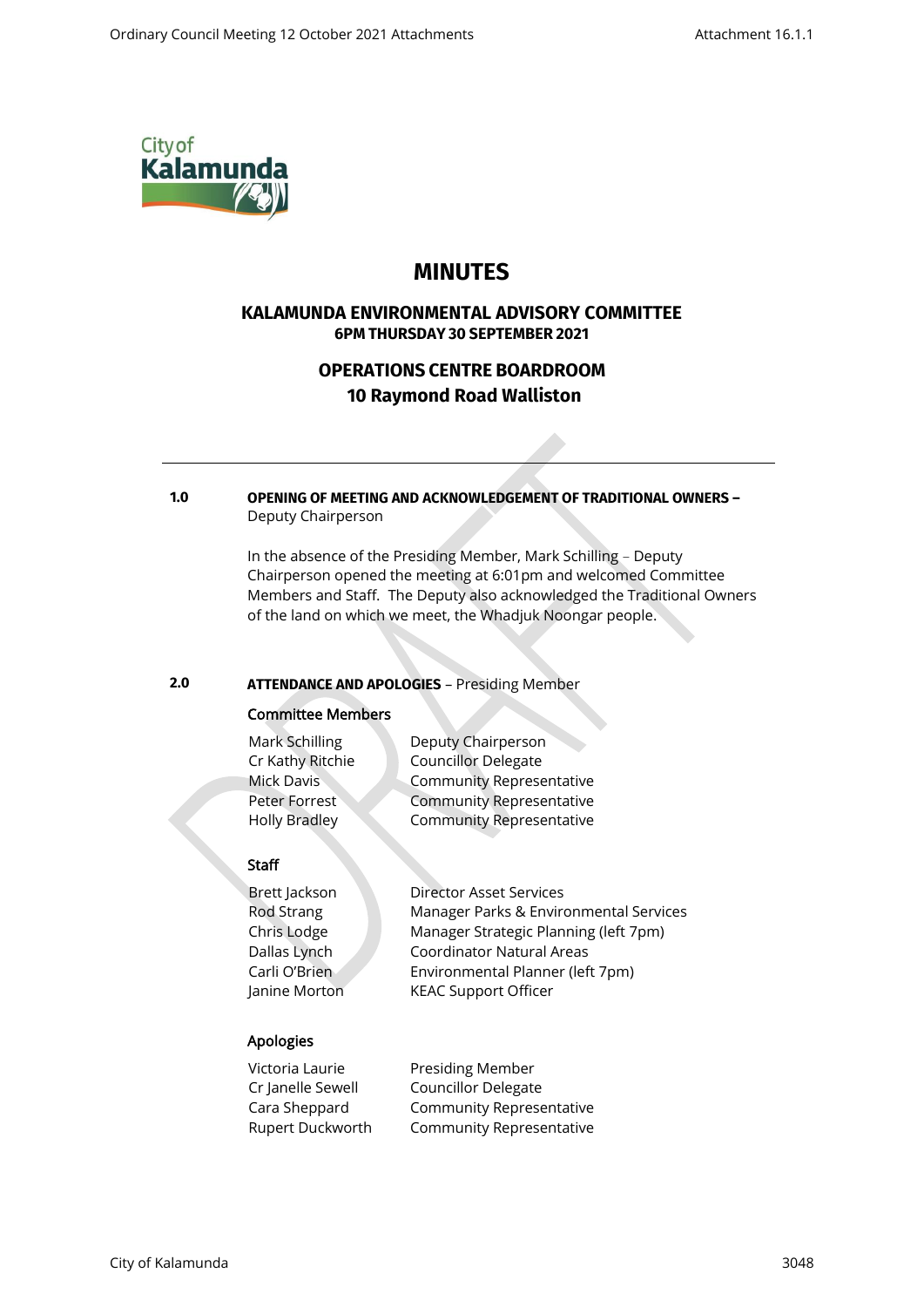# MINUTES

## KALAMUNDA ENVIRONMENTAL ADVISORY COMMITTEE
**6PM THURSDAY 30 SEPTEMBER 2021**

## OPERATIONS CENTRE BOARDROOM
## 10 Raymond Road Walliston

---

**1.0 OPENING OF MEETING AND ACKNOWLEDGEMENT OF TRADITIONAL OWNERS –** Deputy Chairperson

In the absence of the Presiding Member, Mark Schilling – Deputy Chairperson opened the meeting at 6:01pm and welcomed Committee Members and Staff. The Deputy also acknowledged the Traditional Owners of the land on which we meet, the Whadjuk Noongar people.

**2.0 ATTENDANCE AND APOLOGIES** – Presiding Member

**Committee Members**

| | |
|---|---|
| Mark Schilling | Deputy Chairperson |
| Cr Kathy Ritchie | Councillor Delegate |
| Mick Davis | Community Representative |
| Peter Forrest | Community Representative |
| Holly Bradley | Community Representative |

**Staff**

| | |
|---|---|
| Brett Jackson | Director Asset Services |
| Rod Strang | Manager Parks & Environmental Services |
| Chris Lodge | Manager Strategic Planning (left 7pm) |
| Dallas Lynch | Coordinator Natural Areas |
| Carli O'Brien | Environmental Planner (left 7pm) |
| Janine Morton | KEAC Support Officer |

**Apologies**

| | |
|---|---|
| Victoria Laurie | Presiding Member |
| Cr Janelle Sewell | Councillor Delegate |
| Cara Sheppard | Community Representative |
| Rupert Duckworth | Community Representative |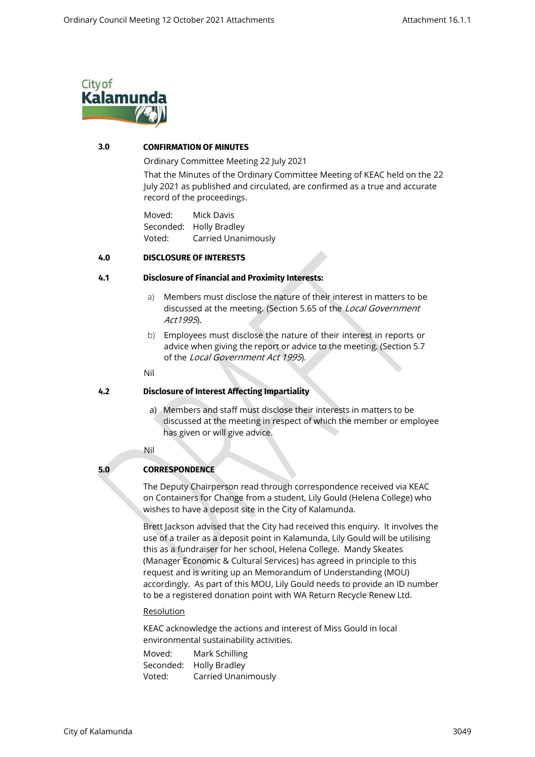## 3.0 CONFIRMATION OF MINUTES

Ordinary Committee Meeting 22 July 2021

That the Minutes of the Ordinary Committee Meeting of KEAC held on the 22 July 2021 as published and circulated, are confirmed as a true and accurate record of the proceedings.

Moved: Mick Davis
Seconded: Holly Bradley
Voted: Carried Unanimously

## 4.0 DISCLOSURE OF INTERESTS

### 4.1 Disclosure of Financial and Proximity Interests:

a) Members must disclose the nature of their interest in matters to be discussed at the meeting. (Section 5.65 of the *Local Government Act1995*).

b) Employees must disclose the nature of their interest in reports or advice when giving the report or advice to the meeting. (Section 5.7 of the *Local Government Act 1995*).

Nil

### 4.2 Disclosure of Interest Affecting Impartiality

a) Members and staff must disclose their interests in matters to be discussed at the meeting in respect of which the member or employee has given or will give advice.

Nil

## 5.0 CORRESPONDENCE

The Deputy Chairperson read through correspondence received via KEAC on Containers for Change from a student, Lily Gould (Helena College) who wishes to have a deposit site in the City of Kalamunda.

Brett Jackson advised that the City had received this enquiry. It involves the use of a trailer as a deposit point in Kalamunda, Lily Gould will be utilising this as a fundraiser for her school, Helena College. Mandy Skeates (Manager Economic & Cultural Services) has agreed in principle to this request and is writing up an Memorandum of Understanding (MOU) accordingly. As part of this MOU, Lily Gould needs to provide an ID number to be a registered donation point with WA Return Recycle Renew Ltd.

<u>Resolution</u>

KEAC acknowledge the actions and interest of Miss Gould in local environmental sustainability activities.

Moved: Mark Schilling
Seconded: Holly Bradley
Voted: Carried Unanimously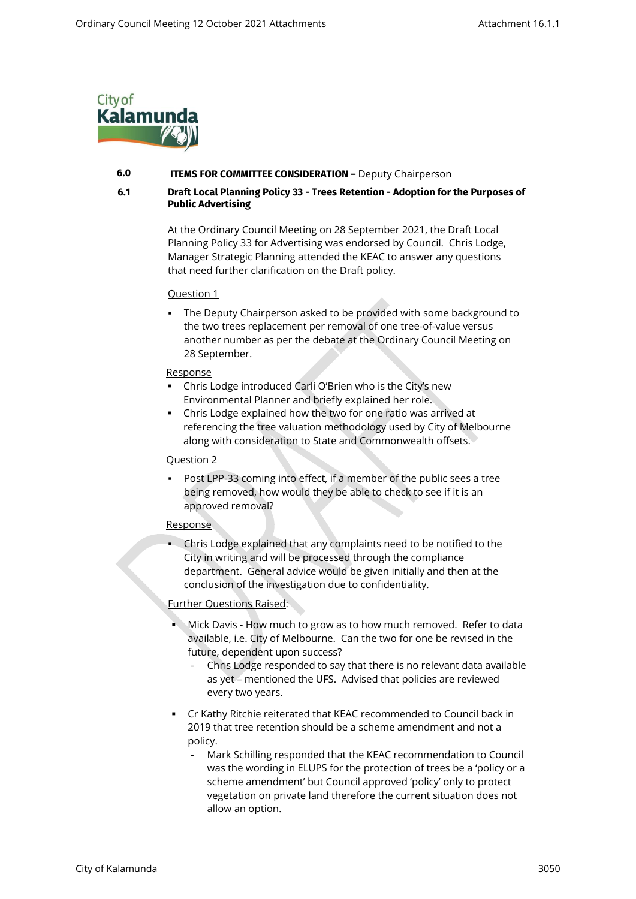## 6.0 ITEMS FOR COMMITTEE CONSIDERATION – Deputy Chairperson

### 6.1 Draft Local Planning Policy 33 - Trees Retention - Adoption for the Purposes of Public Advertising

At the Ordinary Council Meeting on 28 September 2021, the Draft Local Planning Policy 33 for Advertising was endorsed by Council. Chris Lodge, Manager Strategic Planning attended the KEAC to answer any questions that need further clarification on the Draft policy.

Question 1

- The Deputy Chairperson asked to be provided with some background to the two trees replacement per removal of one tree-of-value versus another number as per the debate at the Ordinary Council Meeting on 28 September.

Response

- Chris Lodge introduced Carli O'Brien who is the City's new Environmental Planner and briefly explained her role.
- Chris Lodge explained how the two for one ratio was arrived at referencing the tree valuation methodology used by City of Melbourne along with consideration to State and Commonwealth offsets.

Question 2

- Post LPP-33 coming into effect, if a member of the public sees a tree being removed, how would they be able to check to see if it is an approved removal?

Response

- Chris Lodge explained that any complaints need to be notified to the City in writing and will be processed through the compliance department. General advice would be given initially and then at the conclusion of the investigation due to confidentiality.

Further Questions Raised:

- Mick Davis - How much to grow as to how much removed. Refer to data available, i.e. City of Melbourne. Can the two for one be revised in the future, dependent upon success?
  - Chris Lodge responded to say that there is no relevant data available as yet – mentioned the UFS. Advised that policies are reviewed every two years.
- Cr Kathy Ritchie reiterated that KEAC recommended to Council back in 2019 that tree retention should be a scheme amendment and not a policy.
  - Mark Schilling responded that the KEAC recommendation to Council was the wording in ELUPS for the protection of trees be a 'policy or a scheme amendment' but Council approved 'policy' only to protect vegetation on private land therefore the current situation does not allow an option.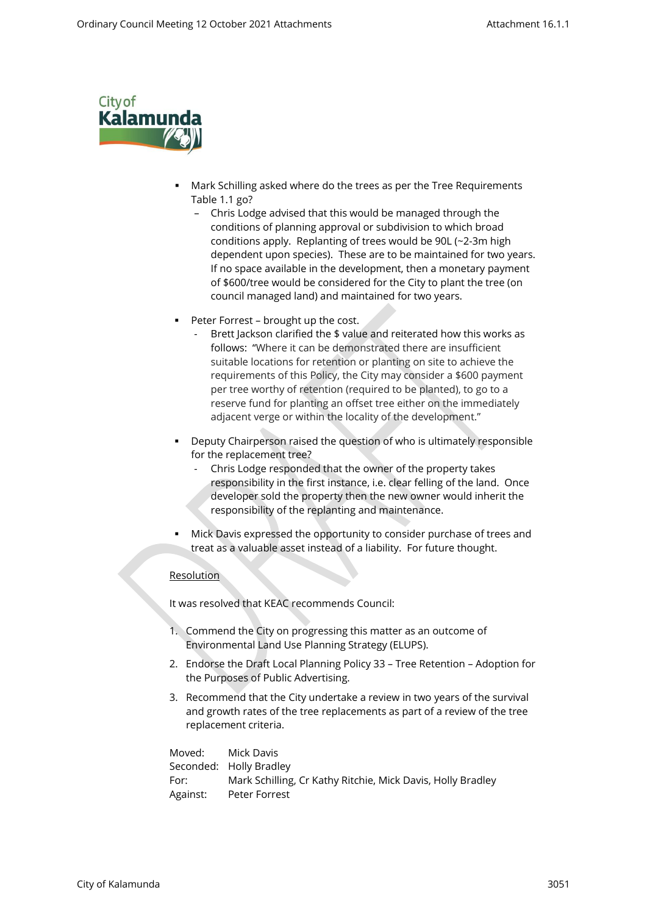- Mark Schilling asked where do the trees as per the Tree Requirements Table 1.1 go?
  - Chris Lodge advised that this would be managed through the conditions of planning approval or subdivision to which broad conditions apply. Replanting of trees would be 90L (~2-3m high dependent upon species). These are to be maintained for two years. If no space available in the development, then a monetary payment of $600/tree would be considered for the City to plant the tree (on council managed land) and maintained for two years.
- Peter Forrest – brought up the cost.
  - Brett Jackson clarified the $ value and reiterated how this works as follows: "Where it can be demonstrated there are insufficient suitable locations for retention or planting on site to achieve the requirements of this Policy, the City may consider a $600 payment per tree worthy of retention (required to be planted), to go to a reserve fund for planting an offset tree either on the immediately adjacent verge or within the locality of the development."
- Deputy Chairperson raised the question of who is ultimately responsible for the replacement tree?
  - Chris Lodge responded that the owner of the property takes responsibility in the first instance, i.e. clear felling of the land. Once developer sold the property then the new owner would inherit the responsibility of the replanting and maintenance.
- Mick Davis expressed the opportunity to consider purchase of trees and treat as a valuable asset instead of a liability. For future thought.

<u>Resolution</u>

It was resolved that KEAC recommends Council:

1. Commend the City on progressing this matter as an outcome of Environmental Land Use Planning Strategy (ELUPS).
2. Endorse the Draft Local Planning Policy 33 – Tree Retention – Adoption for the Purposes of Public Advertising.
3. Recommend that the City undertake a review in two years of the survival and growth rates of the tree replacements as part of a review of the tree replacement criteria.

Moved: Mick Davis
Seconded: Holly Bradley
For: Mark Schilling, Cr Kathy Ritchie, Mick Davis, Holly Bradley
Against: Peter Forrest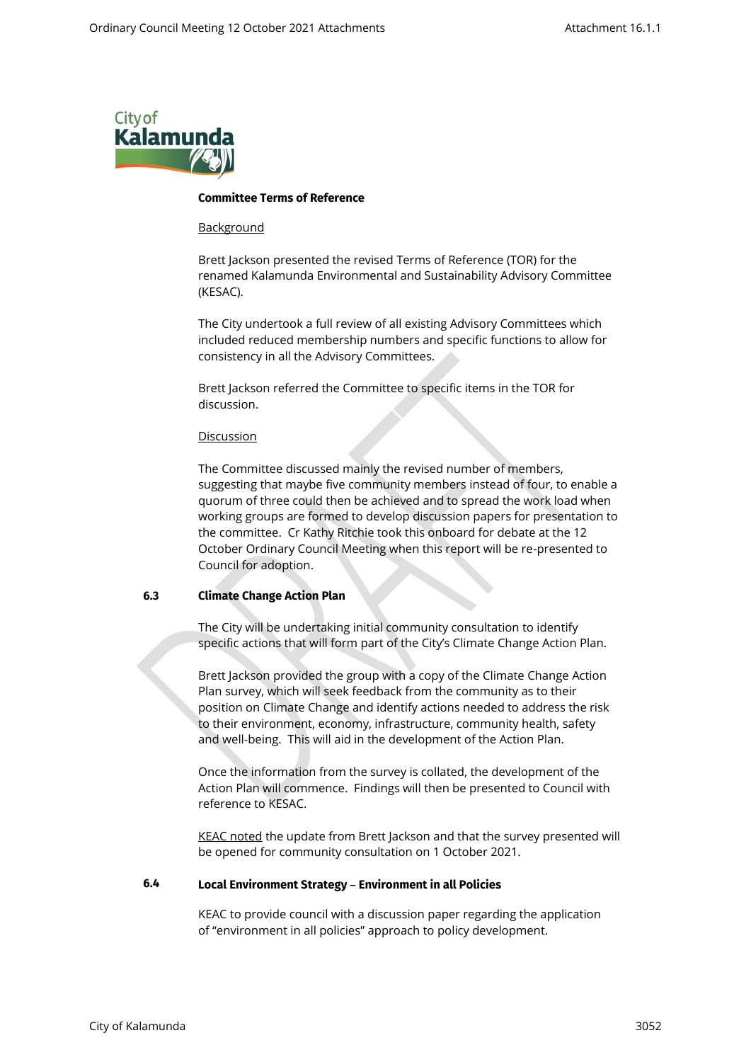**Committee Terms of Reference**

Background

Brett Jackson presented the revised Terms of Reference (TOR) for the renamed Kalamunda Environmental and Sustainability Advisory Committee (KESAC).

The City undertook a full review of all existing Advisory Committees which included reduced membership numbers and specific functions to allow for consistency in all the Advisory Committees.

Brett Jackson referred the Committee to specific items in the TOR for discussion.

Discussion

The Committee discussed mainly the revised number of members, suggesting that maybe five community members instead of four, to enable a quorum of three could then be achieved and to spread the work load when working groups are formed to develop discussion papers for presentation to the committee. Cr Kathy Ritchie took this onboard for debate at the 12 October Ordinary Council Meeting when this report will be re-presented to Council for adoption.

### 6.3 Climate Change Action Plan

The City will be undertaking initial community consultation to identify specific actions that will form part of the City's Climate Change Action Plan.

Brett Jackson provided the group with a copy of the Climate Change Action Plan survey, which will seek feedback from the community as to their position on Climate Change and identify actions needed to address the risk to their environment, economy, infrastructure, community health, safety and well-being. This will aid in the development of the Action Plan.

Once the information from the survey is collated, the development of the Action Plan will commence. Findings will then be presented to Council with reference to KESAC.

KEAC noted the update from Brett Jackson and that the survey presented will be opened for community consultation on 1 October 2021.

### 6.4 Local Environment Strategy – Environment in all Policies

KEAC to provide council with a discussion paper regarding the application of "environment in all policies" approach to policy development.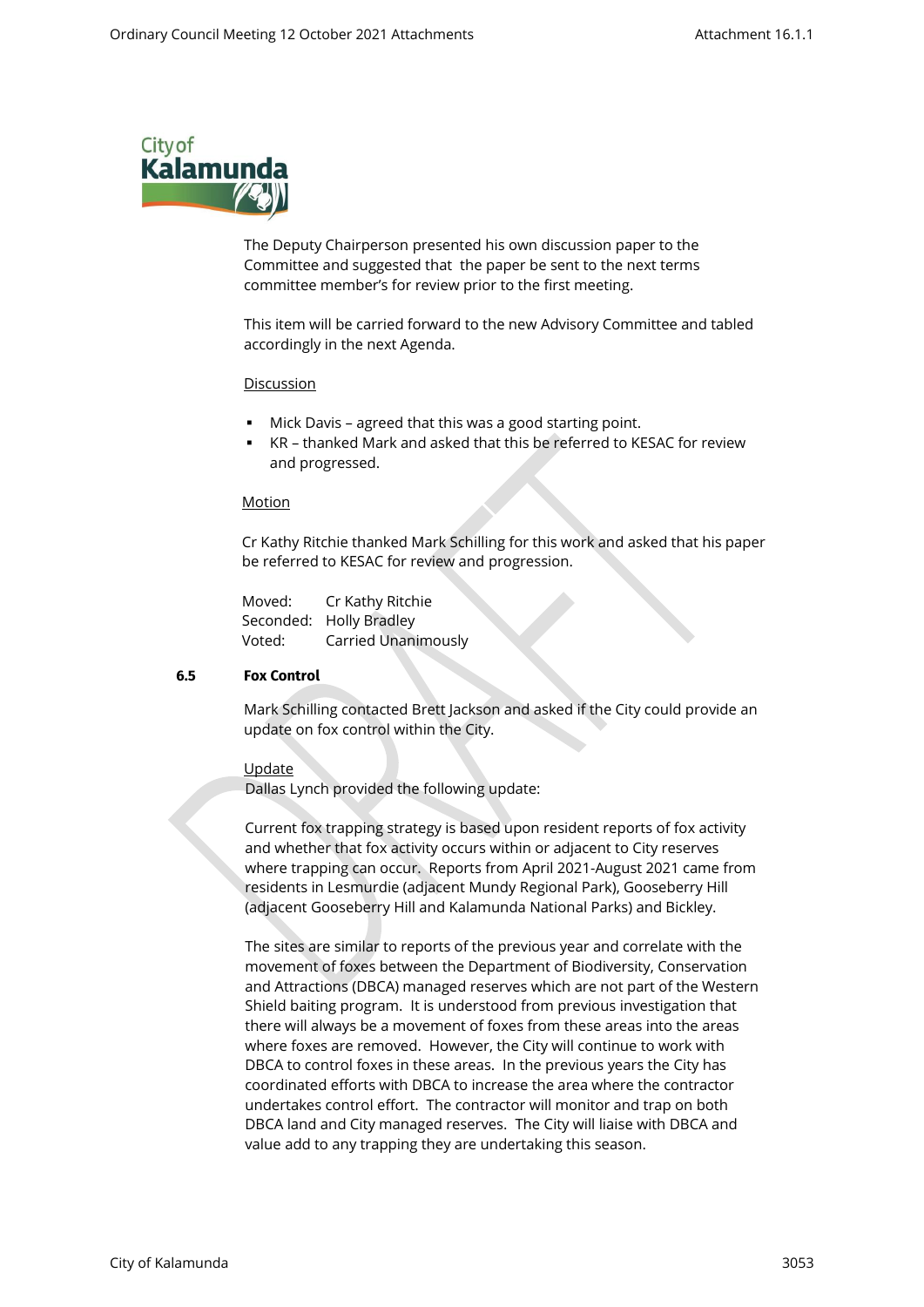The Deputy Chairperson presented his own discussion paper to the Committee and suggested that the paper be sent to the next terms committee member's for review prior to the first meeting.

This item will be carried forward to the new Advisory Committee and tabled accordingly in the next Agenda.

Discussion

- Mick Davis – agreed that this was a good starting point.
- KR – thanked Mark and asked that this be referred to KESAC for review and progressed.

Motion

Cr Kathy Ritchie thanked Mark Schilling for this work and asked that his paper be referred to KESAC for review and progression.

Moved: Cr Kathy Ritchie
Seconded: Holly Bradley
Voted: Carried Unanimously

### 6.5 Fox Control

Mark Schilling contacted Brett Jackson and asked if the City could provide an update on fox control within the City.

Update

Dallas Lynch provided the following update:

Current fox trapping strategy is based upon resident reports of fox activity and whether that fox activity occurs within or adjacent to City reserves where trapping can occur. Reports from April 2021-August 2021 came from residents in Lesmurdie (adjacent Mundy Regional Park), Gooseberry Hill (adjacent Gooseberry Hill and Kalamunda National Parks) and Bickley.

The sites are similar to reports of the previous year and correlate with the movement of foxes between the Department of Biodiversity, Conservation and Attractions (DBCA) managed reserves which are not part of the Western Shield baiting program. It is understood from previous investigation that there will always be a movement of foxes from these areas into the areas where foxes are removed. However, the City will continue to work with DBCA to control foxes in these areas. In the previous years the City has coordinated efforts with DBCA to increase the area where the contractor undertakes control effort. The contractor will monitor and trap on both DBCA land and City managed reserves. The City will liaise with DBCA and value add to any trapping they are undertaking this season.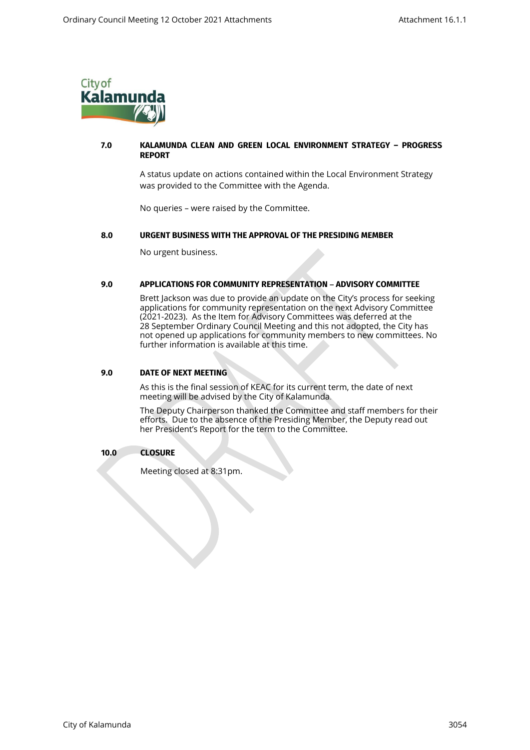### 7.0 KALAMUNDA CLEAN AND GREEN LOCAL ENVIRONMENT STRATEGY – PROGRESS REPORT

A status update on actions contained within the Local Environment Strategy was provided to the Committee with the Agenda.

No queries – were raised by the Committee.

### 8.0 URGENT BUSINESS WITH THE APPROVAL OF THE PRESIDING MEMBER

No urgent business.

### 9.0 APPLICATIONS FOR COMMUNITY REPRESENTATION – ADVISORY COMMITTEE

Brett Jackson was due to provide an update on the City's process for seeking applications for community representation on the next Advisory Committee (2021-2023). As the Item for Advisory Committees was deferred at the 28 September Ordinary Council Meeting and this not adopted, the City has not opened up applications for community members to new committees. No further information is available at this time.

### 9.0 DATE OF NEXT MEETING

As this is the final session of KEAC for its current term, the date of next meeting will be advised by the City of Kalamunda.

The Deputy Chairperson thanked the Committee and staff members for their efforts. Due to the absence of the Presiding Member, the Deputy read out her President's Report for the term to the Committee.

### 10.0 CLOSURE

Meeting closed at 8:31pm.